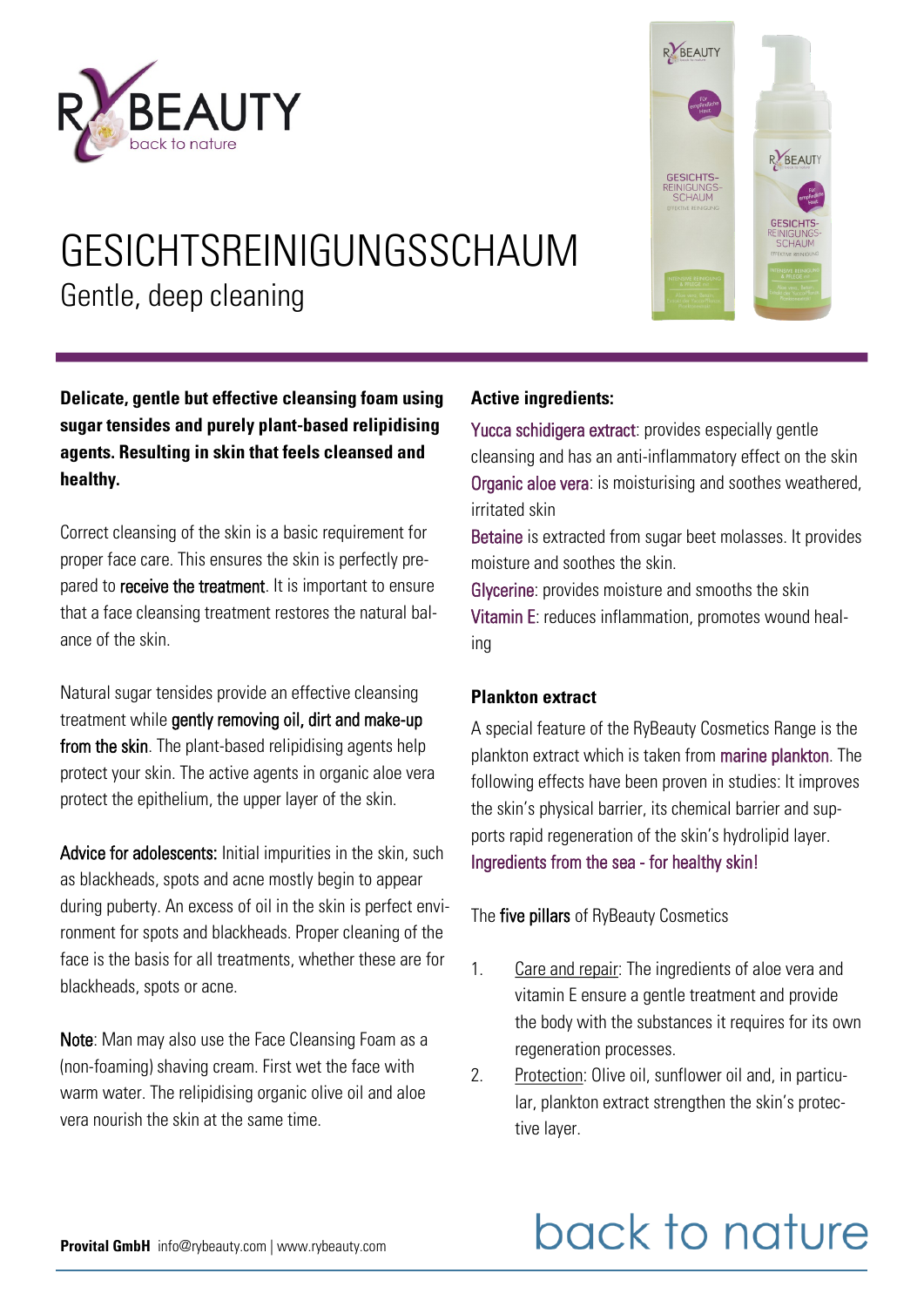# GESICHTSREINIGUNGSSCHAUM

## Gentle, deep cleaning

**Delicate, gentle but effective cleansing foam using sugar tensides and purely plant-based relipidising agents. Resulting in skin that feels cleansed and healthy.**

Correct cleansing of the skin is a basic requirement for proper face care. This ensures the skin is perfectly prepared to receive the treatment. It is important to ensure that a face cleansing treatment restores the natural balance of the skin.

Natural sugar tensides provide an effective cleansing treatment while gently removing oil, dirt and make-up from the skin. The plant-based relipidising agents help protect your skin. The active agents in organic aloe vera protect the epithelium, the upper layer of the skin.

Advice for adolescents: Initial impurities in the skin, such as blackheads, spots and acne mostly begin to appear during puberty. An excess of oil in the skin is perfect environment for spots and blackheads. Proper cleaning of the face is the basis for all treatments, whether these are for blackheads, spots or acne.

Note: Man may also use the Face Cleansing Foam as a (non-foaming) shaving cream. First wet the face with warm water. The relipidising organic olive oil and aloe vera nourish the skin at the same time.

**Active ingredients:**

Yucca schidigera extract: provides especially gentle cleansing and has an anti-inflammatory effect on the skin
Organic aloe vera: is moisturising and soothes weathered, irritated skin
Betaine is extracted from sugar beet molasses. It provides moisture and soothes the skin.
Glycerine: provides moisture and smooths the skin
Vitamin E: reduces inflammation, promotes wound healing

**Plankton extract**

A special feature of the RyBeauty Cosmetics Range is the plankton extract which is taken from marine plankton. The following effects have been proven in studies: It improves the skin's physical barrier, its chemical barrier and supports rapid regeneration of the skin's hydrolipid layer. Ingredients from the sea - for healthy skin!

The five pillars of RyBeauty Cosmetics

1. Care and repair: The ingredients of aloe vera and vitamin E ensure a gentle treatment and provide the body with the substances it requires for its own regeneration processes.
2. Protection: Olive oil, sunflower oil and, in particular, plankton extract strengthen the skin's protective layer.

**Provital GmbH** info@rybeauty.com | www.rybeauty.com

back to nature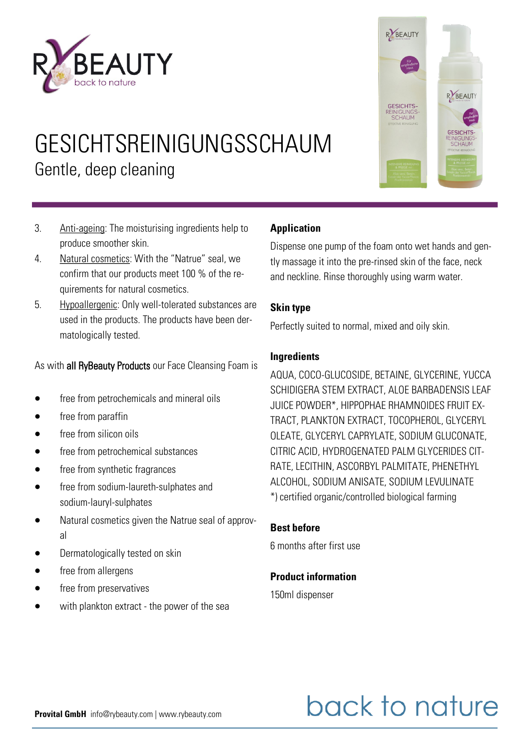# GESICHTSREINIGUNGSSCHAUM

## Gentle, deep cleaning

3. Anti-ageing: The moisturising ingredients help to produce smoother skin.
4. Natural cosmetics: With the "Natrue" seal, we confirm that our products meet 100 % of the requirements for natural cosmetics.
5. Hypoallergenic: Only well-tolerated substances are used in the products. The products have been dermatologically tested.

As with **all RyBeauty Products** our Face Cleansing Foam is

- free from petrochemicals and mineral oils
- free from paraffin
- free from silicon oils
- free from petrochemical substances
- free from synthetic fragrances
- free from sodium-laureth-sulphates and sodium-lauryl-sulphates
- Natural cosmetics given the Natrue seal of approval
- Dermatologically tested on skin
- free from allergens
- free from preservatives
- with plankton extract - the power of the sea

**Application**

Dispense one pump of the foam onto wet hands and gently massage it into the pre-rinsed skin of the face, neck and neckline. Rinse thoroughly using warm water.

**Skin type**

Perfectly suited to normal, mixed and oily skin.

**Ingredients**

AQUA, COCO-GLUCOSIDE, BETAINE, GLYCERINE, YUCCA SCHIDIGERA STEM EXTRACT, ALOE BARBADENSIS LEAF JUICE POWDER*, HIPPOPHAE RHAMNOIDES FRUIT EXTRACT, PLANKTON EXTRACT, TOCOPHEROL, GLYCERYL OLEATE, GLYCERYL CAPRYLATE, SODIUM GLUCONATE, CITRIC ACID, HYDROGENATED PALM GLYCERIDES CITRATE, LECITHIN, ASCORBYL PALMITATE, PHENETHYL ALCOHOL, SODIUM ANISATE, SODIUM LEVULINATE

*) certified organic/controlled biological farming

**Best before**

6 months after first use

**Product information**

150ml dispenser

**Provital GmbH** info@rybeauty.com | www.rybeauty.com

back to nature